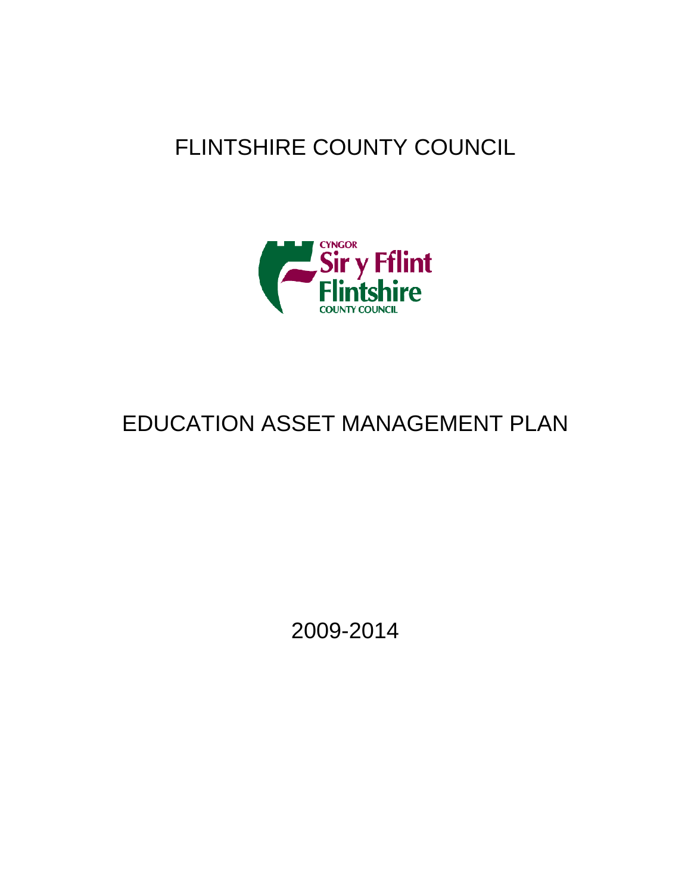# FLINTSHIRE COUNTY COUNCIL

CYNGOR
Sir y Fflint
Flintshire
COUNTY COUNCIL

# EDUCATION ASSET MANAGEMENT PLAN

2009-2014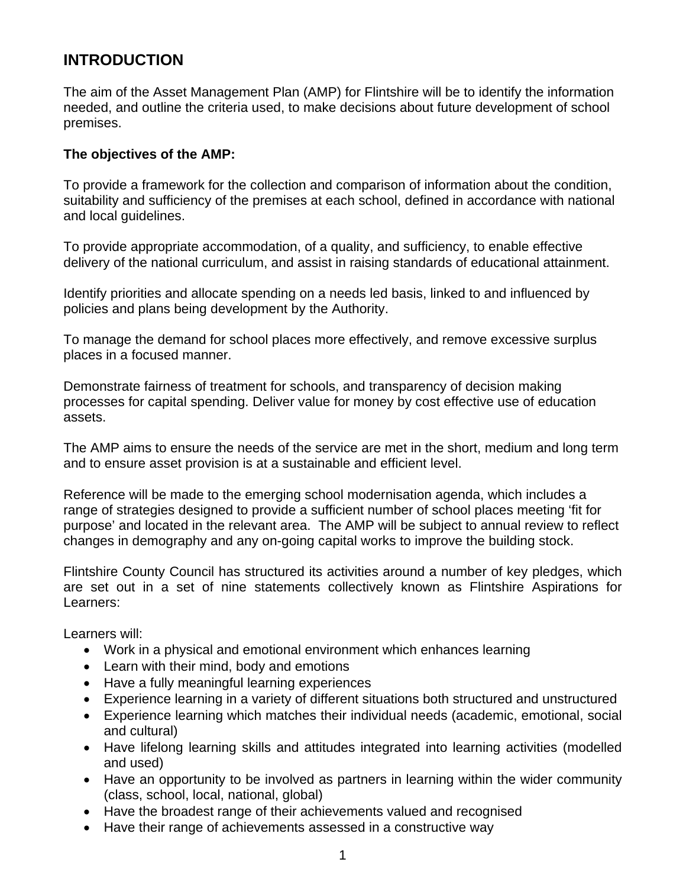## INTRODUCTION

The aim of the Asset Management Plan (AMP) for Flintshire will be to identify the information needed, and outline the criteria used, to make decisions about future development of school premises.

**The objectives of the AMP:**

To provide a framework for the collection and comparison of information about the condition, suitability and sufficiency of the premises at each school, defined in accordance with national and local guidelines.

To provide appropriate accommodation, of a quality, and sufficiency, to enable effective delivery of the national curriculum, and assist in raising standards of educational attainment.

Identify priorities and allocate spending on a needs led basis, linked to and influenced by policies and plans being development by the Authority.

To manage the demand for school places more effectively, and remove excessive surplus places in a focused manner.

Demonstrate fairness of treatment for schools, and transparency of decision making processes for capital spending. Deliver value for money by cost effective use of education assets.

The AMP aims to ensure the needs of the service are met in the short, medium and long term and to ensure asset provision is at a sustainable and efficient level.

Reference will be made to the emerging school modernisation agenda, which includes a range of strategies designed to provide a sufficient number of school places meeting 'fit for purpose' and located in the relevant area. The AMP will be subject to annual review to reflect changes in demography and any on-going capital works to improve the building stock.

Flintshire County Council has structured its activities around a number of key pledges, which are set out in a set of nine statements collectively known as Flintshire Aspirations for Learners:

Learners will:

- Work in a physical and emotional environment which enhances learning
- Learn with their mind, body and emotions
- Have a fully meaningful learning experiences
- Experience learning in a variety of different situations both structured and unstructured
- Experience learning which matches their individual needs (academic, emotional, social and cultural)
- Have lifelong learning skills and attitudes integrated into learning activities (modelled and used)
- Have an opportunity to be involved as partners in learning within the wider community (class, school, local, national, global)
- Have the broadest range of their achievements valued and recognised
- Have their range of achievements assessed in a constructive way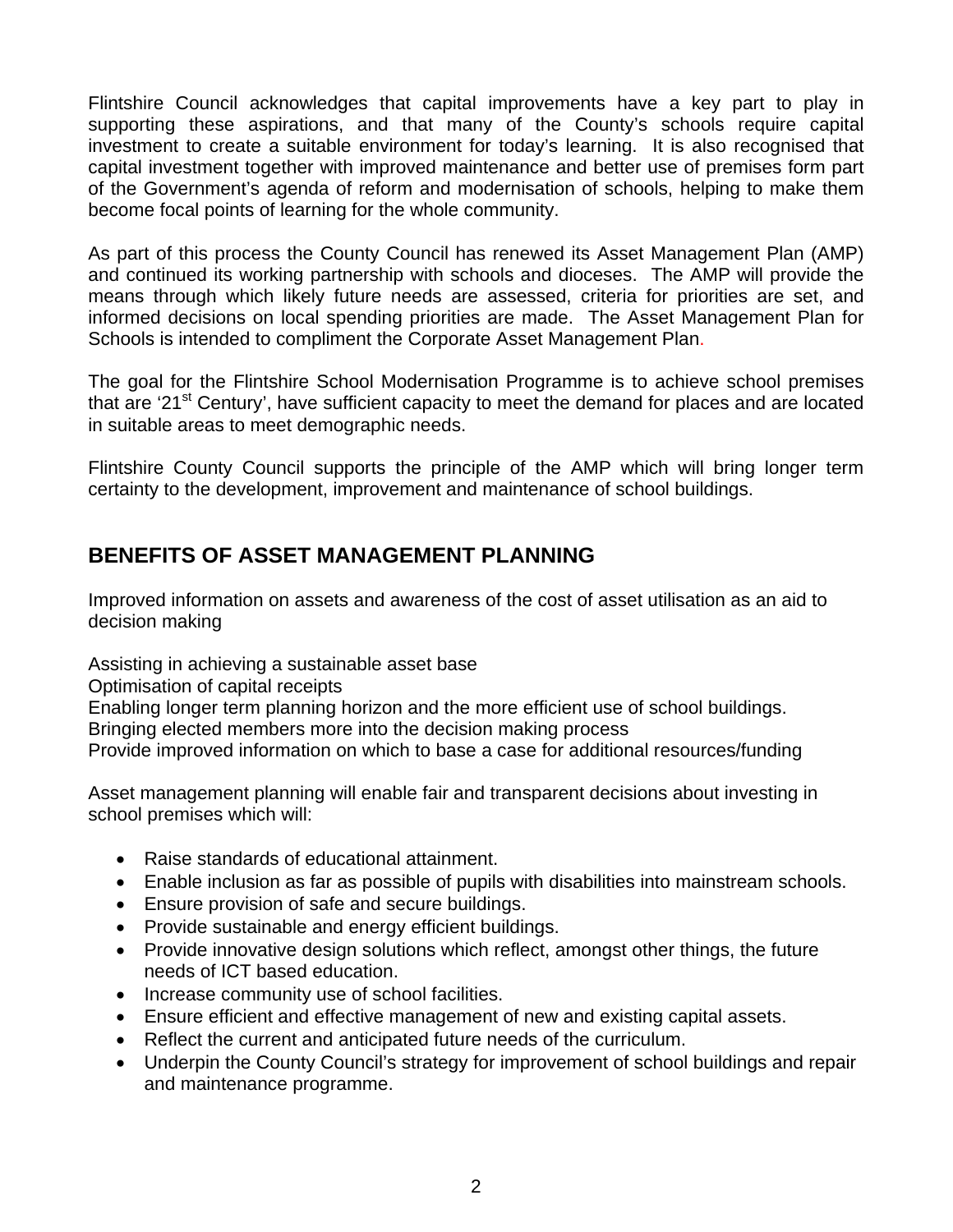Flintshire Council acknowledges that capital improvements have a key part to play in supporting these aspirations, and that many of the County's schools require capital investment to create a suitable environment for today's learning. It is also recognised that capital investment together with improved maintenance and better use of premises form part of the Government's agenda of reform and modernisation of schools, helping to make them become focal points of learning for the whole community.

As part of this process the County Council has renewed its Asset Management Plan (AMP) and continued its working partnership with schools and dioceses. The AMP will provide the means through which likely future needs are assessed, criteria for priorities are set, and informed decisions on local spending priorities are made. The Asset Management Plan for Schools is intended to compliment the Corporate Asset Management Plan.

The goal for the Flintshire School Modernisation Programme is to achieve school premises that are '21st Century', have sufficient capacity to meet the demand for places and are located in suitable areas to meet demographic needs.

Flintshire County Council supports the principle of the AMP which will bring longer term certainty to the development, improvement and maintenance of school buildings.

## BENEFITS OF ASSET MANAGEMENT PLANNING

Improved information on assets and awareness of the cost of asset utilisation as an aid to decision making

Assisting in achieving a sustainable asset base
Optimisation of capital receipts
Enabling longer term planning horizon and the more efficient use of school buildings.
Bringing elected members more into the decision making process
Provide improved information on which to base a case for additional resources/funding

Asset management planning will enable fair and transparent decisions about investing in school premises which will:

- Raise standards of educational attainment.
- Enable inclusion as far as possible of pupils with disabilities into mainstream schools.
- Ensure provision of safe and secure buildings.
- Provide sustainable and energy efficient buildings.
- Provide innovative design solutions which reflect, amongst other things, the future needs of ICT based education.
- Increase community use of school facilities.
- Ensure efficient and effective management of new and existing capital assets.
- Reflect the current and anticipated future needs of the curriculum.
- Underpin the County Council's strategy for improvement of school buildings and repair and maintenance programme.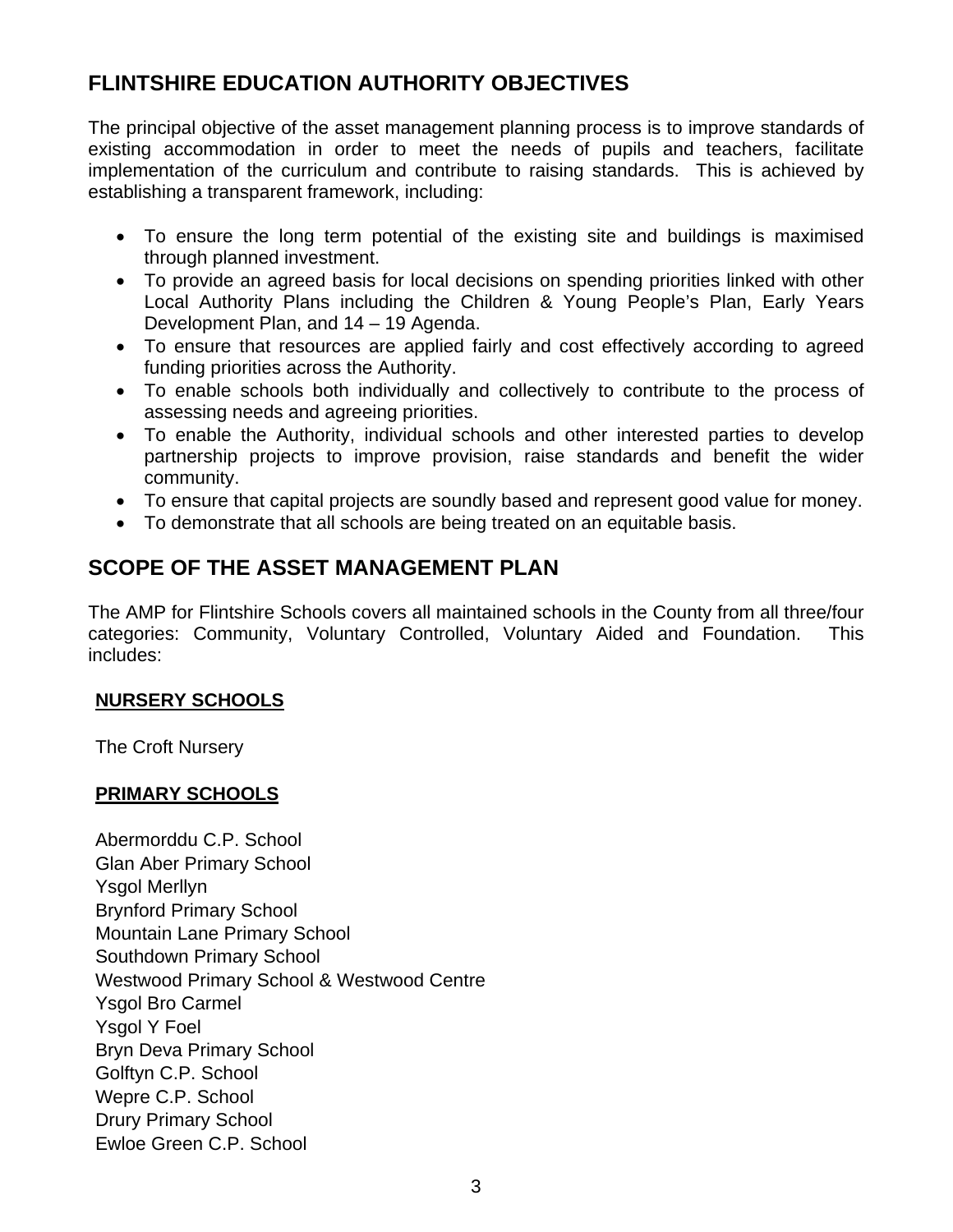## FLINTSHIRE EDUCATION AUTHORITY OBJECTIVES

The principal objective of the asset management planning process is to improve standards of existing accommodation in order to meet the needs of pupils and teachers, facilitate implementation of the curriculum and contribute to raising standards. This is achieved by establishing a transparent framework, including:

- To ensure the long term potential of the existing site and buildings is maximised through planned investment.
- To provide an agreed basis for local decisions on spending priorities linked with other Local Authority Plans including the Children & Young People's Plan, Early Years Development Plan, and 14 – 19 Agenda.
- To ensure that resources are applied fairly and cost effectively according to agreed funding priorities across the Authority.
- To enable schools both individually and collectively to contribute to the process of assessing needs and agreeing priorities.
- To enable the Authority, individual schools and other interested parties to develop partnership projects to improve provision, raise standards and benefit the wider community.
- To ensure that capital projects are soundly based and represent good value for money.
- To demonstrate that all schools are being treated on an equitable basis.

## SCOPE OF THE ASSET MANAGEMENT PLAN

The AMP for Flintshire Schools covers all maintained schools in the County from all three/four categories: Community, Voluntary Controlled, Voluntary Aided and Foundation. This includes:

**NURSERY SCHOOLS**

The Croft Nursery

**PRIMARY SCHOOLS**

Abermorddu C.P. School
Glan Aber Primary School
Ysgol Merllyn
Brynford Primary School
Mountain Lane Primary School
Southdown Primary School
Westwood Primary School & Westwood Centre
Ysgol Bro Carmel
Ysgol Y Foel
Bryn Deva Primary School
Golftyn C.P. School
Wepre C.P. School
Drury Primary School
Ewloe Green C.P. School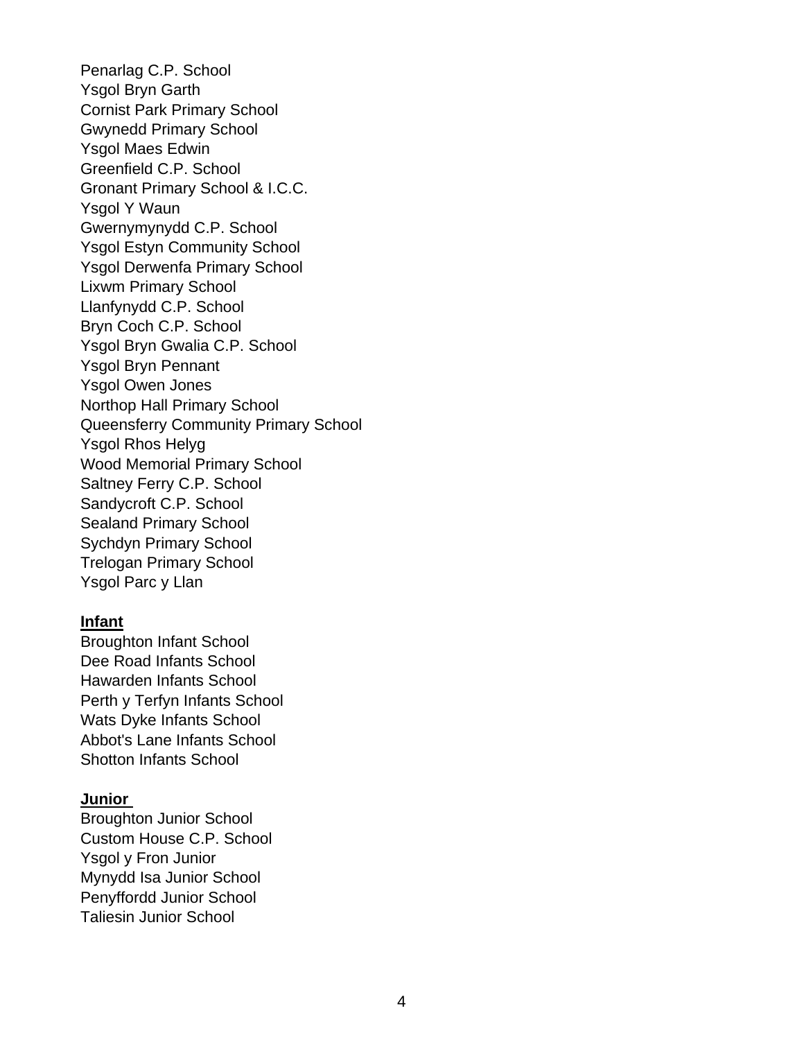Penarlag C.P. School
Ysgol Bryn Garth
Cornist Park Primary School
Gwynedd Primary School
Ysgol Maes Edwin
Greenfield C.P. School
Gronant Primary School & I.C.C.
Ysgol Y Waun
Gwernymynydd C.P. School
Ysgol Estyn Community School
Ysgol Derwenfa Primary School
Lixwm Primary School
Llanfynydd C.P. School
Bryn Coch C.P. School
Ysgol Bryn Gwalia C.P. School
Ysgol Bryn Pennant
Ysgol Owen Jones
Northop Hall Primary School
Queensferry Community Primary School
Ysgol Rhos Helyg
Wood Memorial Primary School
Saltney Ferry C.P. School
Sandycroft C.P. School
Sealand Primary School
Sychdyn Primary School
Trelogan Primary School
Ysgol Parc y Llan

**Infant**

Broughton Infant School
Dee Road Infants School
Hawarden Infants School
Perth y Terfyn Infants School
Wats Dyke Infants School
Abbot's Lane Infants School
Shotton Infants School

**Junior**

Broughton Junior School
Custom House C.P. School
Ysgol y Fron Junior
Mynydd Isa Junior School
Penyffordd Junior School
Taliesin Junior School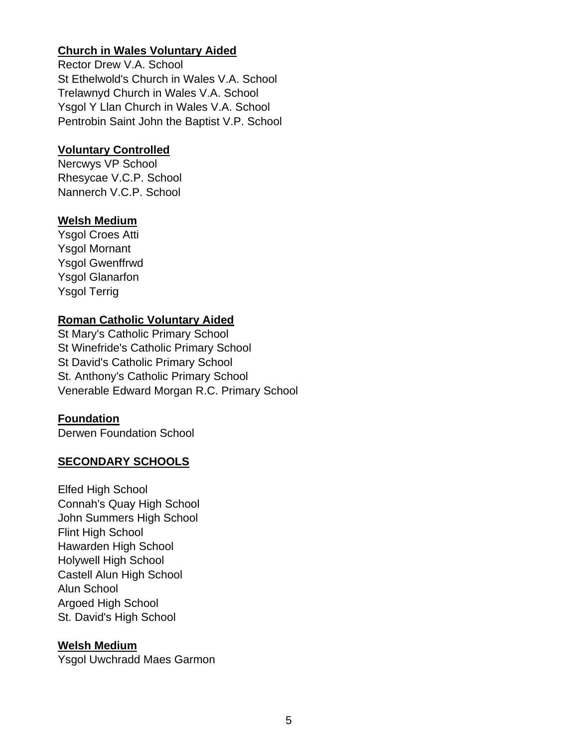**Church in Wales Voluntary Aided**

Rector Drew V.A. School
St Ethelwold's Church in Wales V.A. School
Trelawnyd Church in Wales V.A. School
Ysgol Y Llan Church in Wales V.A. School
Pentrobin Saint John the Baptist V.P. School

**Voluntary Controlled**

Nercwys VP School
Rhesycae V.C.P. School
Nannerch V.C.P. School

**Welsh Medium**

Ysgol Croes Atti
Ysgol Mornant
Ysgol Gwenffrwd
Ysgol Glanarfon
Ysgol Terrig

**Roman Catholic Voluntary Aided**

St Mary's Catholic Primary School
St Winefride's Catholic Primary School
St David's Catholic Primary School
St. Anthony's Catholic Primary School
Venerable Edward Morgan R.C. Primary School

**Foundation**

Derwen Foundation School

## SECONDARY SCHOOLS

Elfed High School
Connah's Quay High School
John Summers High School
Flint High School
Hawarden High School
Holywell High School
Castell Alun High School
Alun School
Argoed High School
St. David's High School

**Welsh Medium**

Ysgol Uwchradd Maes Garmon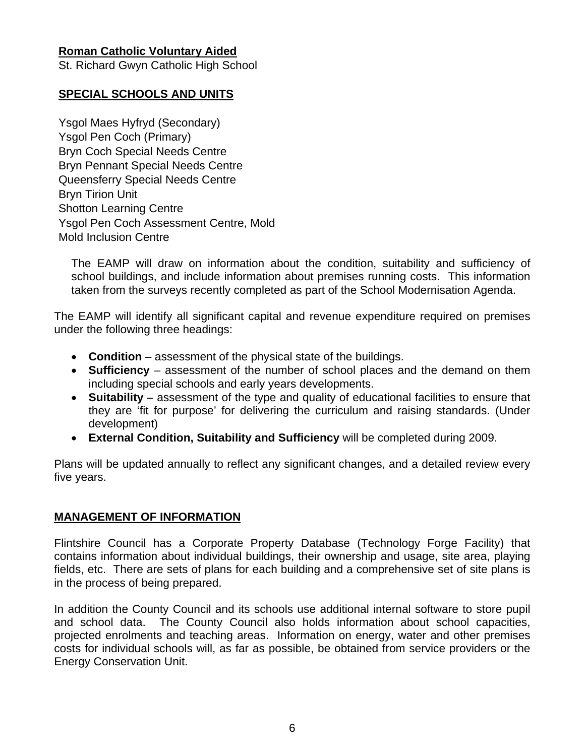**Roman Catholic Voluntary Aided**

St. Richard Gwyn Catholic High School

**SPECIAL SCHOOLS AND UNITS**

Ysgol Maes Hyfryd (Secondary)
Ysgol Pen Coch (Primary)
Bryn Coch Special Needs Centre
Bryn Pennant Special Needs Centre
Queensferry Special Needs Centre
Bryn Tirion Unit
Shotton Learning Centre
Ysgol Pen Coch Assessment Centre, Mold
Mold Inclusion Centre

The EAMP will draw on information about the condition, suitability and sufficiency of school buildings, and include information about premises running costs. This information taken from the surveys recently completed as part of the School Modernisation Agenda.

The EAMP will identify all significant capital and revenue expenditure required on premises under the following three headings:

- **Condition** – assessment of the physical state of the buildings.
- **Sufficiency** – assessment of the number of school places and the demand on them including special schools and early years developments.
- **Suitability** – assessment of the type and quality of educational facilities to ensure that they are 'fit for purpose' for delivering the curriculum and raising standards. (Under development)
- **External Condition, Suitability and Sufficiency** will be completed during 2009.

Plans will be updated annually to reflect any significant changes, and a detailed review every five years.

**MANAGEMENT OF INFORMATION**

Flintshire Council has a Corporate Property Database (Technology Forge Facility) that contains information about individual buildings, their ownership and usage, site area, playing fields, etc. There are sets of plans for each building and a comprehensive set of site plans is in the process of being prepared.

In addition the County Council and its schools use additional internal software to store pupil and school data. The County Council also holds information about school capacities, projected enrolments and teaching areas. Information on energy, water and other premises costs for individual schools will, as far as possible, be obtained from service providers or the Energy Conservation Unit.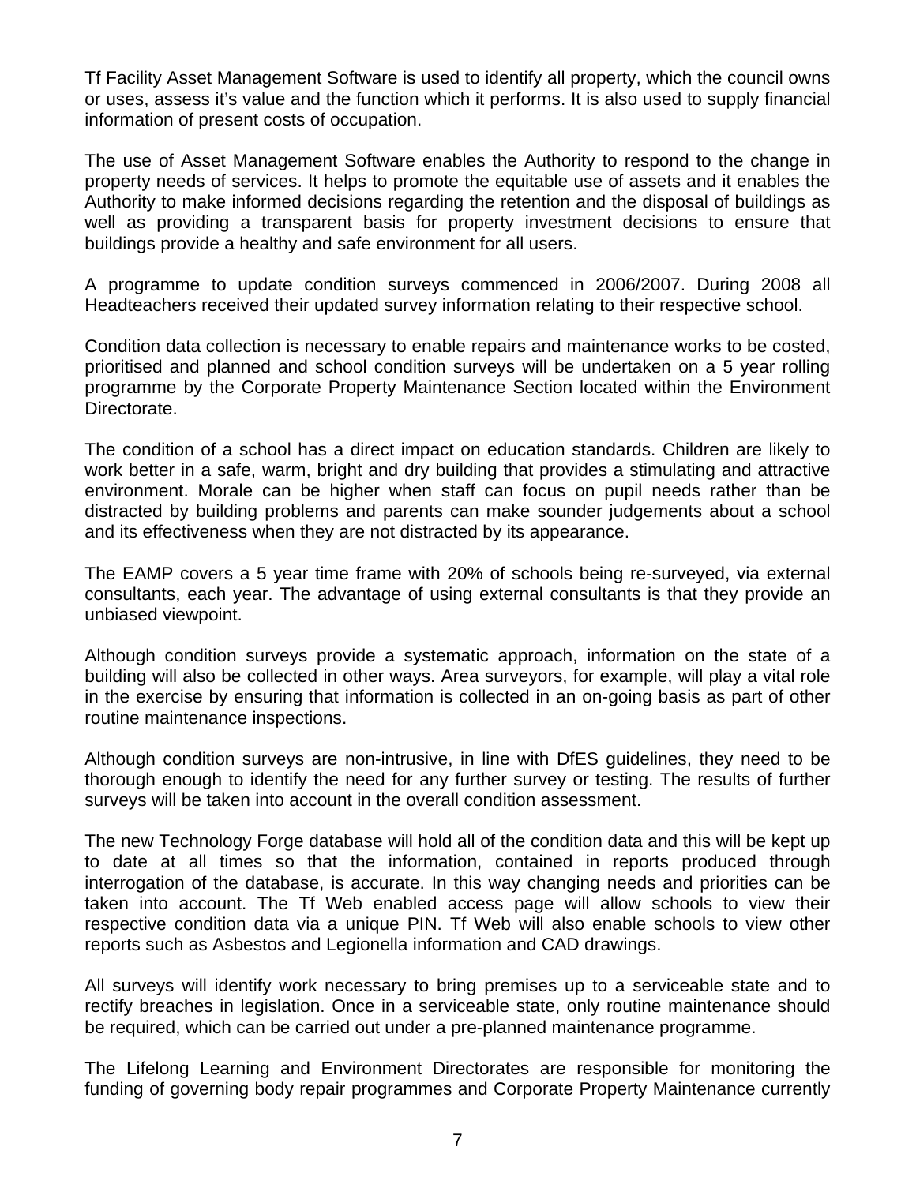Tf Facility Asset Management Software is used to identify all property, which the council owns or uses, assess it's value and the function which it performs. It is also used to supply financial information of present costs of occupation.

The use of Asset Management Software enables the Authority to respond to the change in property needs of services. It helps to promote the equitable use of assets and it enables the Authority to make informed decisions regarding the retention and the disposal of buildings as well as providing a transparent basis for property investment decisions to ensure that buildings provide a healthy and safe environment for all users.

A programme to update condition surveys commenced in 2006/2007. During 2008 all Headteachers received their updated survey information relating to their respective school.

Condition data collection is necessary to enable repairs and maintenance works to be costed, prioritised and planned and school condition surveys will be undertaken on a 5 year rolling programme by the Corporate Property Maintenance Section located within the Environment Directorate.

The condition of a school has a direct impact on education standards. Children are likely to work better in a safe, warm, bright and dry building that provides a stimulating and attractive environment. Morale can be higher when staff can focus on pupil needs rather than be distracted by building problems and parents can make sounder judgements about a school and its effectiveness when they are not distracted by its appearance.

The EAMP covers a 5 year time frame with 20% of schools being re-surveyed, via external consultants, each year. The advantage of using external consultants is that they provide an unbiased viewpoint.

Although condition surveys provide a systematic approach, information on the state of a building will also be collected in other ways. Area surveyors, for example, will play a vital role in the exercise by ensuring that information is collected in an on-going basis as part of other routine maintenance inspections.

Although condition surveys are non-intrusive, in line with DfES guidelines, they need to be thorough enough to identify the need for any further survey or testing. The results of further surveys will be taken into account in the overall condition assessment.

The new Technology Forge database will hold all of the condition data and this will be kept up to date at all times so that the information, contained in reports produced through interrogation of the database, is accurate. In this way changing needs and priorities can be taken into account. The Tf Web enabled access page will allow schools to view their respective condition data via a unique PIN. Tf Web will also enable schools to view other reports such as Asbestos and Legionella information and CAD drawings.

All surveys will identify work necessary to bring premises up to a serviceable state and to rectify breaches in legislation. Once in a serviceable state, only routine maintenance should be required, which can be carried out under a pre-planned maintenance programme.

The Lifelong Learning and Environment Directorates are responsible for monitoring the funding of governing body repair programmes and Corporate Property Maintenance currently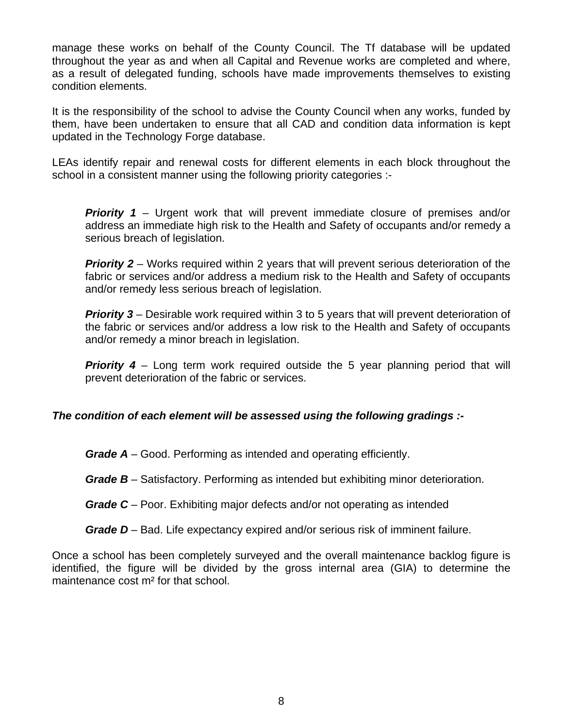manage these works on behalf of the County Council. The Tf database will be updated throughout the year as and when all Capital and Revenue works are completed and where, as a result of delegated funding, schools have made improvements themselves to existing condition elements.

It is the responsibility of the school to advise the County Council when any works, funded by them, have been undertaken to ensure that all CAD and condition data information is kept updated in the Technology Forge database.

LEAs identify repair and renewal costs for different elements in each block throughout the school in a consistent manner using the following priority categories :-

> ***Priority 1*** – Urgent work that will prevent immediate closure of premises and/or address an immediate high risk to the Health and Safety of occupants and/or remedy a serious breach of legislation.
>
> ***Priority 2*** – Works required within 2 years that will prevent serious deterioration of the fabric or services and/or address a medium risk to the Health and Safety of occupants and/or remedy less serious breach of legislation.
>
> ***Priority 3*** – Desirable work required within 3 to 5 years that will prevent deterioration of the fabric or services and/or address a low risk to the Health and Safety of occupants and/or remedy a minor breach in legislation.
>
> ***Priority 4*** – Long term work required outside the 5 year planning period that will prevent deterioration of the fabric or services.

***The condition of each element will be assessed using the following gradings :-***

> ***Grade A*** – Good. Performing as intended and operating efficiently.
>
> ***Grade B*** – Satisfactory. Performing as intended but exhibiting minor deterioration.
>
> ***Grade C*** – Poor. Exhibiting major defects and/or not operating as intended
>
> ***Grade D*** – Bad. Life expectancy expired and/or serious risk of imminent failure.

Once a school has been completely surveyed and the overall maintenance backlog figure is identified, the figure will be divided by the gross internal area (GIA) to determine the maintenance cost m² for that school.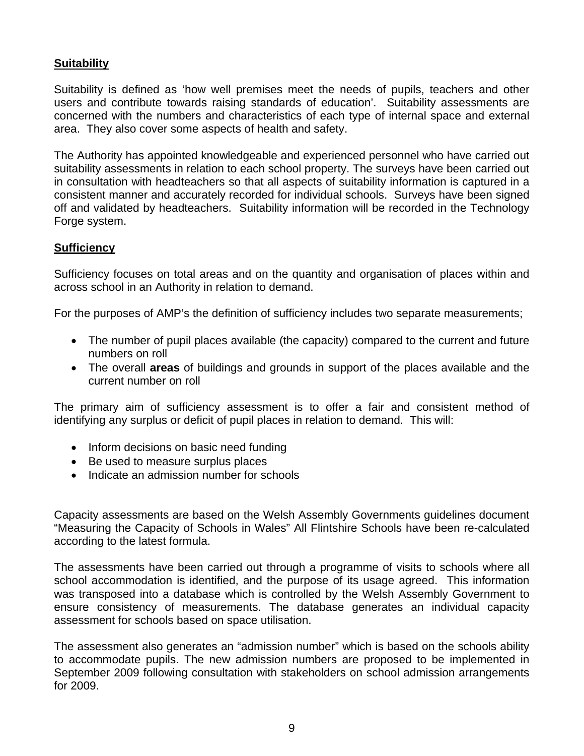**Suitability**

Suitability is defined as 'how well premises meet the needs of pupils, teachers and other users and contribute towards raising standards of education'. Suitability assessments are concerned with the numbers and characteristics of each type of internal space and external area. They also cover some aspects of health and safety.

The Authority has appointed knowledgeable and experienced personnel who have carried out suitability assessments in relation to each school property. The surveys have been carried out in consultation with headteachers so that all aspects of suitability information is captured in a consistent manner and accurately recorded for individual schools. Surveys have been signed off and validated by headteachers. Suitability information will be recorded in the Technology Forge system.

**Sufficiency**

Sufficiency focuses on total areas and on the quantity and organisation of places within and across school in an Authority in relation to demand.

For the purposes of AMP's the definition of sufficiency includes two separate measurements;

- The number of pupil places available (the capacity) compared to the current and future numbers on roll
- The overall **areas** of buildings and grounds in support of the places available and the current number on roll

The primary aim of sufficiency assessment is to offer a fair and consistent method of identifying any surplus or deficit of pupil places in relation to demand. This will:

- Inform decisions on basic need funding
- Be used to measure surplus places
- Indicate an admission number for schools

Capacity assessments are based on the Welsh Assembly Governments guidelines document "Measuring the Capacity of Schools in Wales" All Flintshire Schools have been re-calculated according to the latest formula.

The assessments have been carried out through a programme of visits to schools where all school accommodation is identified, and the purpose of its usage agreed. This information was transposed into a database which is controlled by the Welsh Assembly Government to ensure consistency of measurements. The database generates an individual capacity assessment for schools based on space utilisation.

The assessment also generates an "admission number" which is based on the schools ability to accommodate pupils. The new admission numbers are proposed to be implemented in September 2009 following consultation with stakeholders on school admission arrangements for 2009.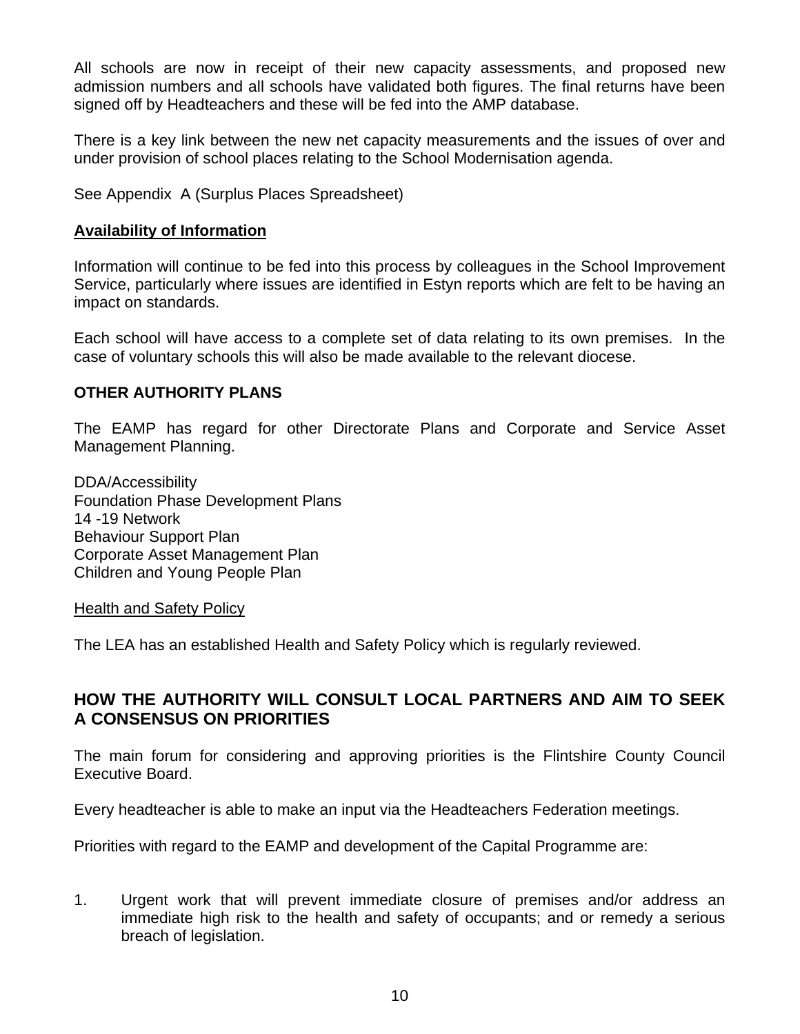All schools are now in receipt of their new capacity assessments, and proposed new admission numbers and all schools have validated both figures. The final returns have been signed off by Headteachers and these will be fed into the AMP database.

There is a key link between the new net capacity measurements and the issues of over and under provision of school places relating to the School Modernisation agenda.

See Appendix A (Surplus Places Spreadsheet)

**Availability of Information**

Information will continue to be fed into this process by colleagues in the School Improvement Service, particularly where issues are identified in Estyn reports which are felt to be having an impact on standards.

Each school will have access to a complete set of data relating to its own premises. In the case of voluntary schools this will also be made available to the relevant diocese.

**OTHER AUTHORITY PLANS**

The EAMP has regard for other Directorate Plans and Corporate and Service Asset Management Planning.

DDA/Accessibility
Foundation Phase Development Plans
14 -19 Network
Behaviour Support Plan
Corporate Asset Management Plan
Children and Young People Plan

Health and Safety Policy

The LEA has an established Health and Safety Policy which is regularly reviewed.

## HOW THE AUTHORITY WILL CONSULT LOCAL PARTNERS AND AIM TO SEEK A CONSENSUS ON PRIORITIES

The main forum for considering and approving priorities is the Flintshire County Council Executive Board.

Every headteacher is able to make an input via the Headteachers Federation meetings.

Priorities with regard to the EAMP and development of the Capital Programme are:

1. Urgent work that will prevent immediate closure of premises and/or address an immediate high risk to the health and safety of occupants; and or remedy a serious breach of legislation.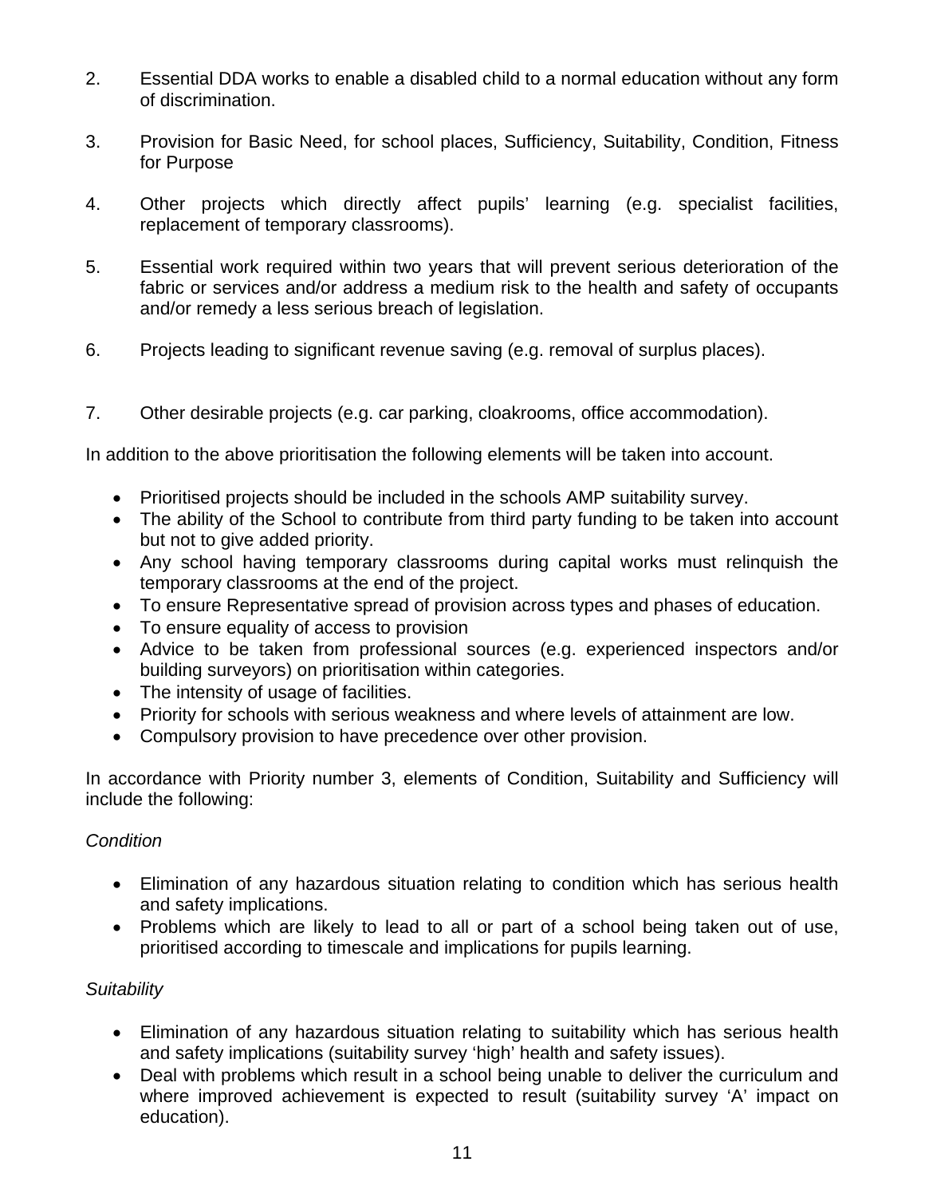2. Essential DDA works to enable a disabled child to a normal education without any form of discrimination.

3. Provision for Basic Need, for school places, Sufficiency, Suitability, Condition, Fitness for Purpose

4. Other projects which directly affect pupils' learning (e.g. specialist facilities, replacement of temporary classrooms).

5. Essential work required within two years that will prevent serious deterioration of the fabric or services and/or address a medium risk to the health and safety of occupants and/or remedy a less serious breach of legislation.

6. Projects leading to significant revenue saving (e.g. removal of surplus places).

7. Other desirable projects (e.g. car parking, cloakrooms, office accommodation).

In addition to the above prioritisation the following elements will be taken into account.

- Prioritised projects should be included in the schools AMP suitability survey.
- The ability of the School to contribute from third party funding to be taken into account but not to give added priority.
- Any school having temporary classrooms during capital works must relinquish the temporary classrooms at the end of the project.
- To ensure Representative spread of provision across types and phases of education.
- To ensure equality of access to provision
- Advice to be taken from professional sources (e.g. experienced inspectors and/or building surveyors) on prioritisation within categories.
- The intensity of usage of facilities.
- Priority for schools with serious weakness and where levels of attainment are low.
- Compulsory provision to have precedence over other provision.

In accordance with Priority number 3, elements of Condition, Suitability and Sufficiency will include the following:

*Condition*

- Elimination of any hazardous situation relating to condition which has serious health and safety implications.
- Problems which are likely to lead to all or part of a school being taken out of use, prioritised according to timescale and implications for pupils learning.

*Suitability*

- Elimination of any hazardous situation relating to suitability which has serious health and safety implications (suitability survey 'high' health and safety issues).
- Deal with problems which result in a school being unable to deliver the curriculum and where improved achievement is expected to result (suitability survey 'A' impact on education).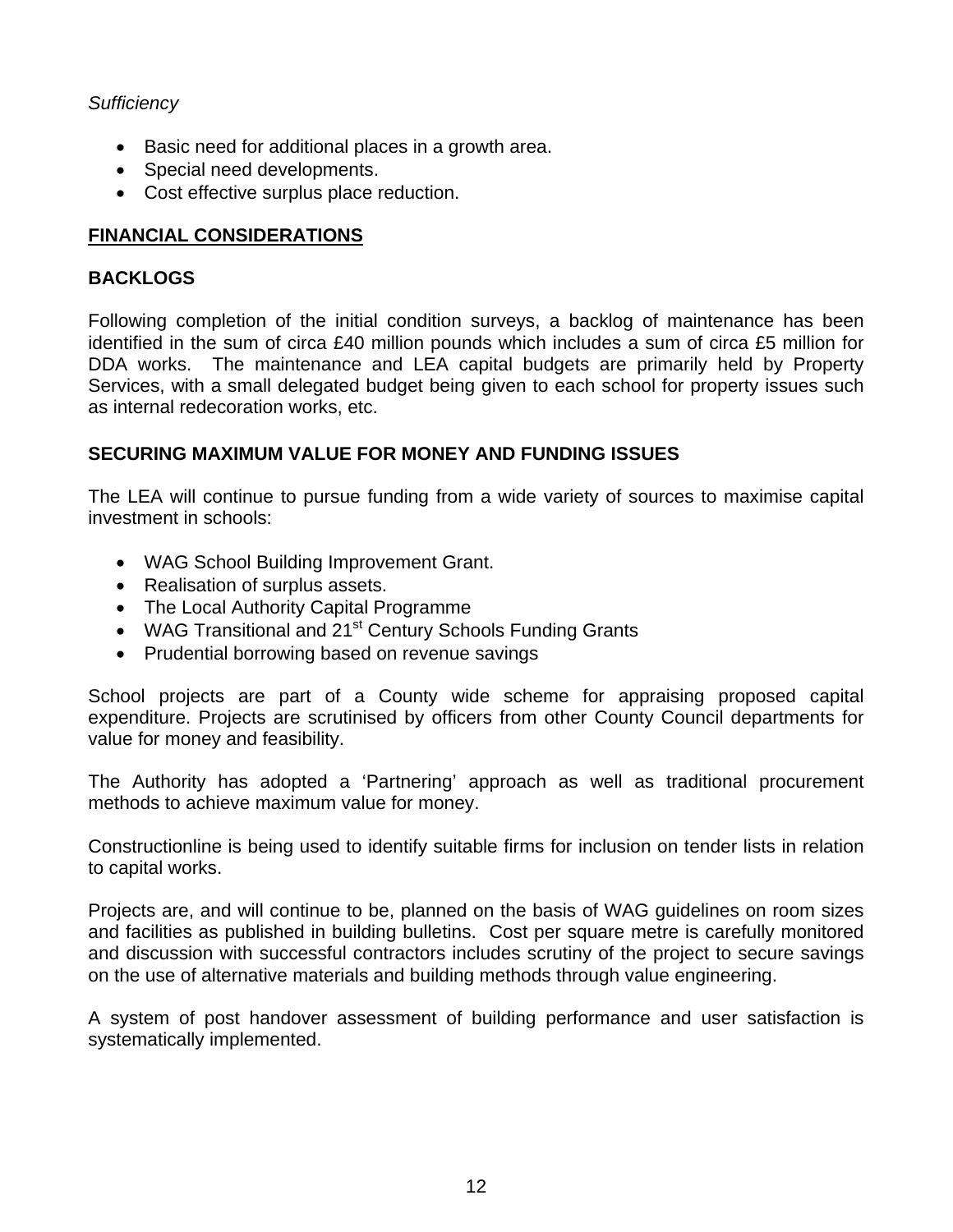*Sufficiency*

- Basic need for additional places in a growth area.
- Special need developments.
- Cost effective surplus place reduction.

## FINANCIAL CONSIDERATIONS

### BACKLOGS

Following completion of the initial condition surveys, a backlog of maintenance has been identified in the sum of circa £40 million pounds which includes a sum of circa £5 million for DDA works. The maintenance and LEA capital budgets are primarily held by Property Services, with a small delegated budget being given to each school for property issues such as internal redecoration works, etc.

### SECURING MAXIMUM VALUE FOR MONEY AND FUNDING ISSUES

The LEA will continue to pursue funding from a wide variety of sources to maximise capital investment in schools:

- WAG School Building Improvement Grant.
- Realisation of surplus assets.
- The Local Authority Capital Programme
- WAG Transitional and 21st Century Schools Funding Grants
- Prudential borrowing based on revenue savings

School projects are part of a County wide scheme for appraising proposed capital expenditure. Projects are scrutinised by officers from other County Council departments for value for money and feasibility.

The Authority has adopted a 'Partnering' approach as well as traditional procurement methods to achieve maximum value for money.

Constructionline is being used to identify suitable firms for inclusion on tender lists in relation to capital works.

Projects are, and will continue to be, planned on the basis of WAG guidelines on room sizes and facilities as published in building bulletins. Cost per square metre is carefully monitored and discussion with successful contractors includes scrutiny of the project to secure savings on the use of alternative materials and building methods through value engineering.

A system of post handover assessment of building performance and user satisfaction is systematically implemented.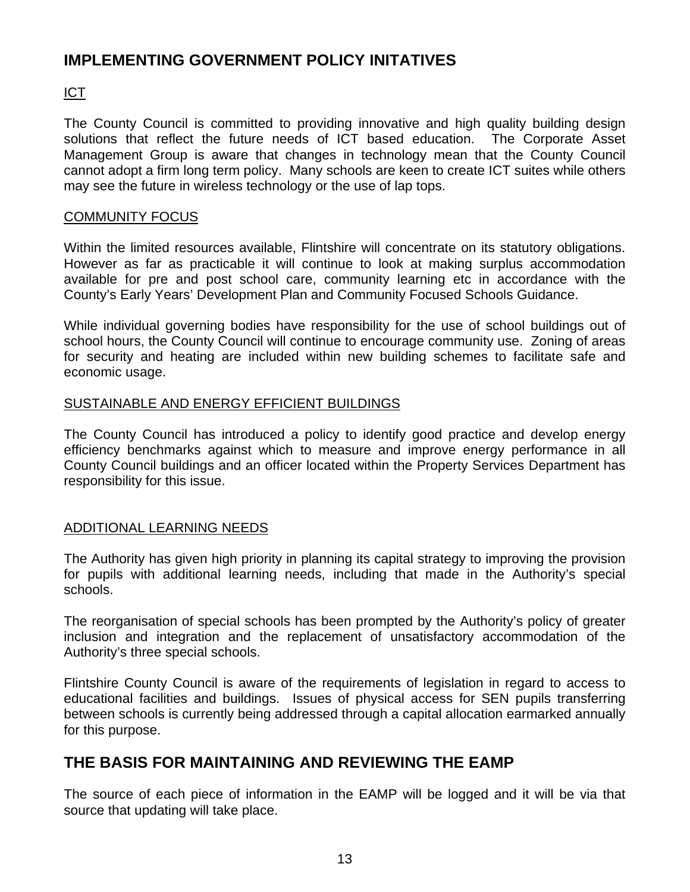## IMPLEMENTING GOVERNMENT POLICY INITATIVES

### ICT

The County Council is committed to providing innovative and high quality building design solutions that reflect the future needs of ICT based education. The Corporate Asset Management Group is aware that changes in technology mean that the County Council cannot adopt a firm long term policy. Many schools are keen to create ICT suites while others may see the future in wireless technology or the use of lap tops.

### COMMUNITY FOCUS

Within the limited resources available, Flintshire will concentrate on its statutory obligations. However as far as practicable it will continue to look at making surplus accommodation available for pre and post school care, community learning etc in accordance with the County's Early Years' Development Plan and Community Focused Schools Guidance.

While individual governing bodies have responsibility for the use of school buildings out of school hours, the County Council will continue to encourage community use. Zoning of areas for security and heating are included within new building schemes to facilitate safe and economic usage.

### SUSTAINABLE AND ENERGY EFFICIENT BUILDINGS

The County Council has introduced a policy to identify good practice and develop energy efficiency benchmarks against which to measure and improve energy performance in all County Council buildings and an officer located within the Property Services Department has responsibility for this issue.

### ADDITIONAL LEARNING NEEDS

The Authority has given high priority in planning its capital strategy to improving the provision for pupils with additional learning needs, including that made in the Authority's special schools.

The reorganisation of special schools has been prompted by the Authority's policy of greater inclusion and integration and the replacement of unsatisfactory accommodation of the Authority's three special schools.

Flintshire County Council is aware of the requirements of legislation in regard to access to educational facilities and buildings. Issues of physical access for SEN pupils transferring between schools is currently being addressed through a capital allocation earmarked annually for this purpose.

## THE BASIS FOR MAINTAINING AND REVIEWING THE EAMP

The source of each piece of information in the EAMP will be logged and it will be via that source that updating will take place.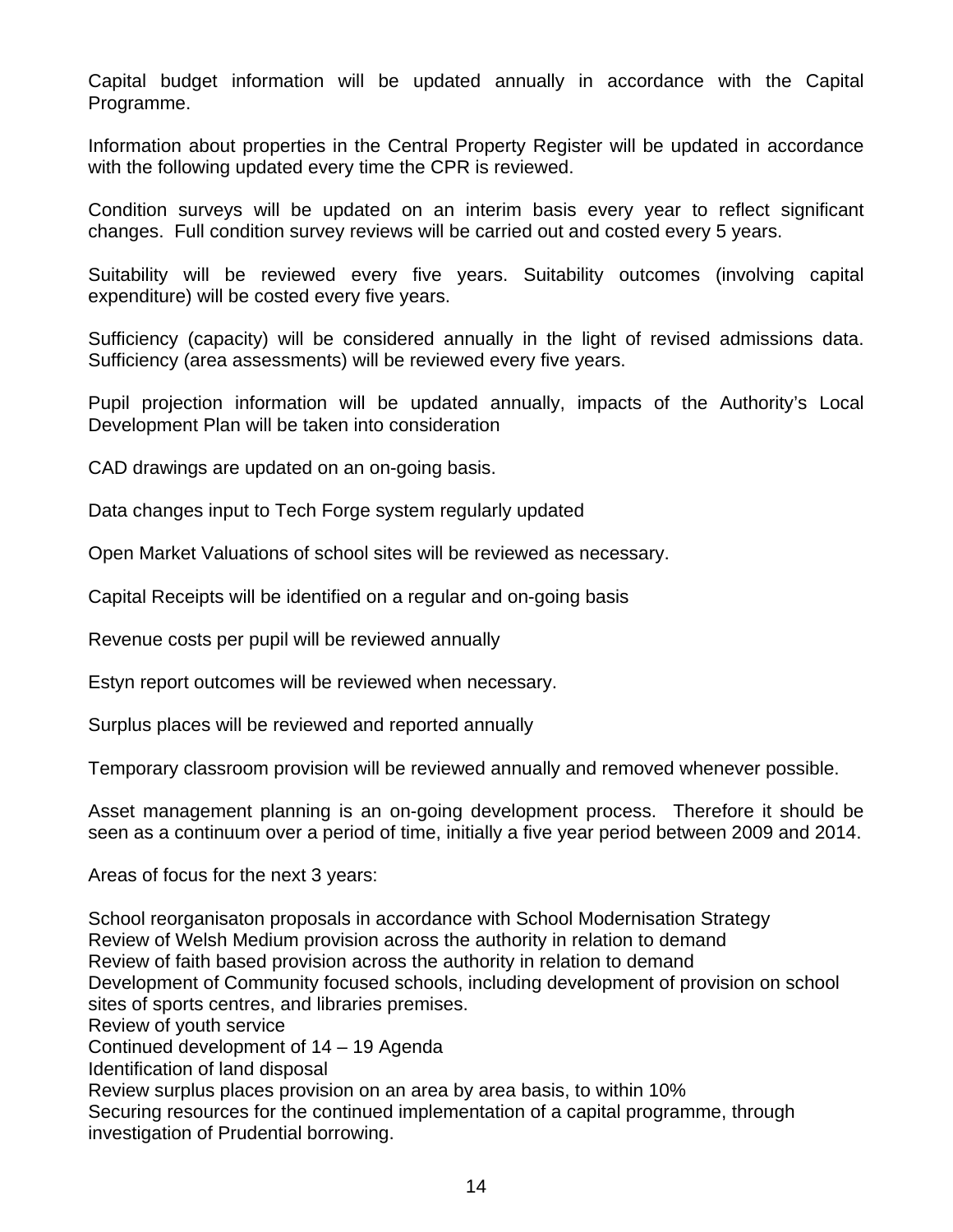Capital budget information will be updated annually in accordance with the Capital Programme.

Information about properties in the Central Property Register will be updated in accordance with the following updated every time the CPR is reviewed.

Condition surveys will be updated on an interim basis every year to reflect significant changes. Full condition survey reviews will be carried out and costed every 5 years.

Suitability will be reviewed every five years. Suitability outcomes (involving capital expenditure) will be costed every five years.

Sufficiency (capacity) will be considered annually in the light of revised admissions data. Sufficiency (area assessments) will be reviewed every five years.

Pupil projection information will be updated annually, impacts of the Authority's Local Development Plan will be taken into consideration

CAD drawings are updated on an on-going basis.

Data changes input to Tech Forge system regularly updated

Open Market Valuations of school sites will be reviewed as necessary.

Capital Receipts will be identified on a regular and on-going basis

Revenue costs per pupil will be reviewed annually

Estyn report outcomes will be reviewed when necessary.

Surplus places will be reviewed and reported annually

Temporary classroom provision will be reviewed annually and removed whenever possible.

Asset management planning is an on-going development process. Therefore it should be seen as a continuum over a period of time, initially a five year period between 2009 and 2014.

Areas of focus for the next 3 years:

School reorganisaton proposals in accordance with School Modernisation Strategy
Review of Welsh Medium provision across the authority in relation to demand
Review of faith based provision across the authority in relation to demand
Development of Community focused schools, including development of provision on school sites of sports centres, and libraries premises.
Review of youth service
Continued development of 14 – 19 Agenda
Identification of land disposal
Review surplus places provision on an area by area basis, to within 10%
Securing resources for the continued implementation of a capital programme, through investigation of Prudential borrowing.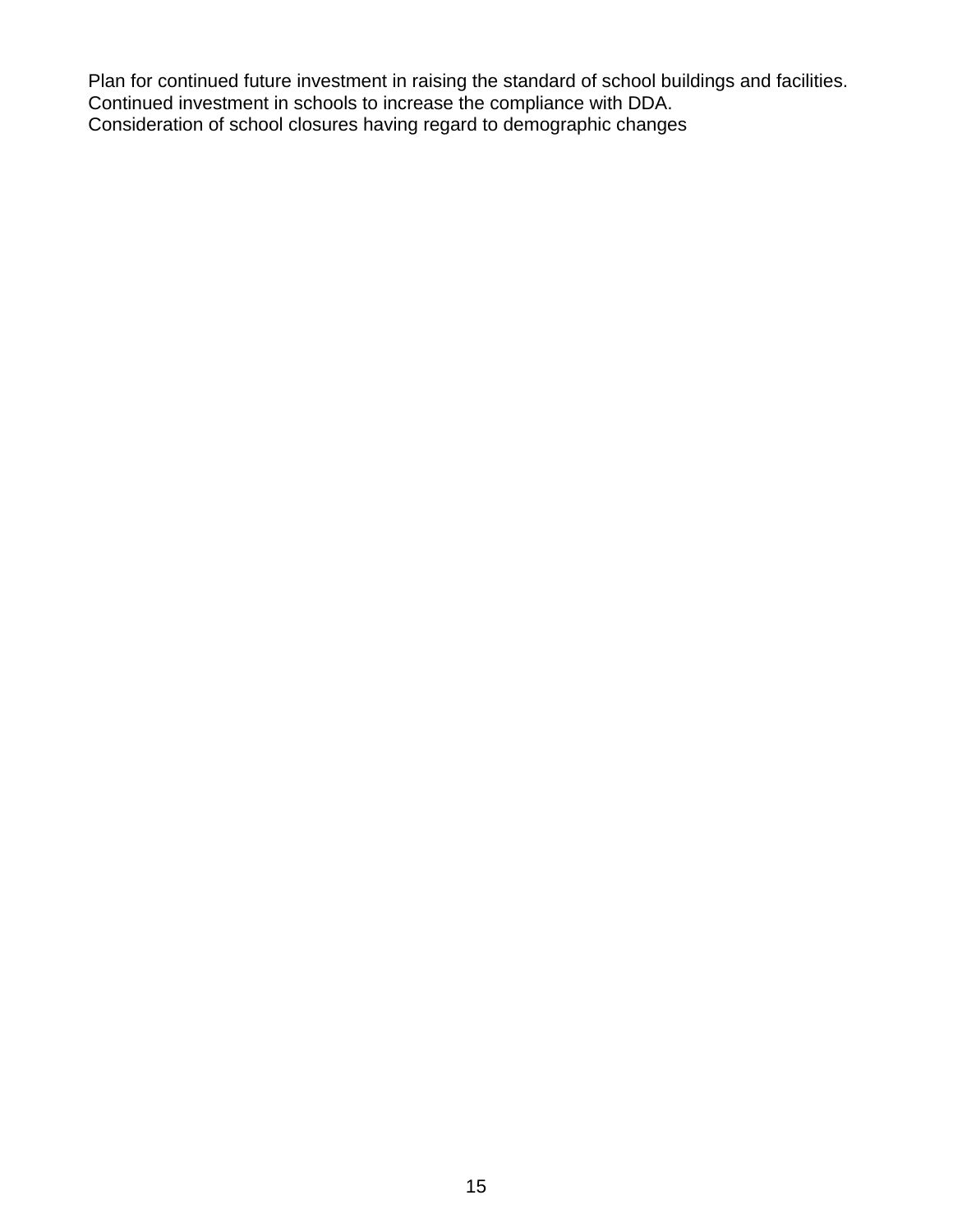Plan for continued future investment in raising the standard of school buildings and facilities.
Continued investment in schools to increase the compliance with DDA.
Consideration of school closures having regard to demographic changes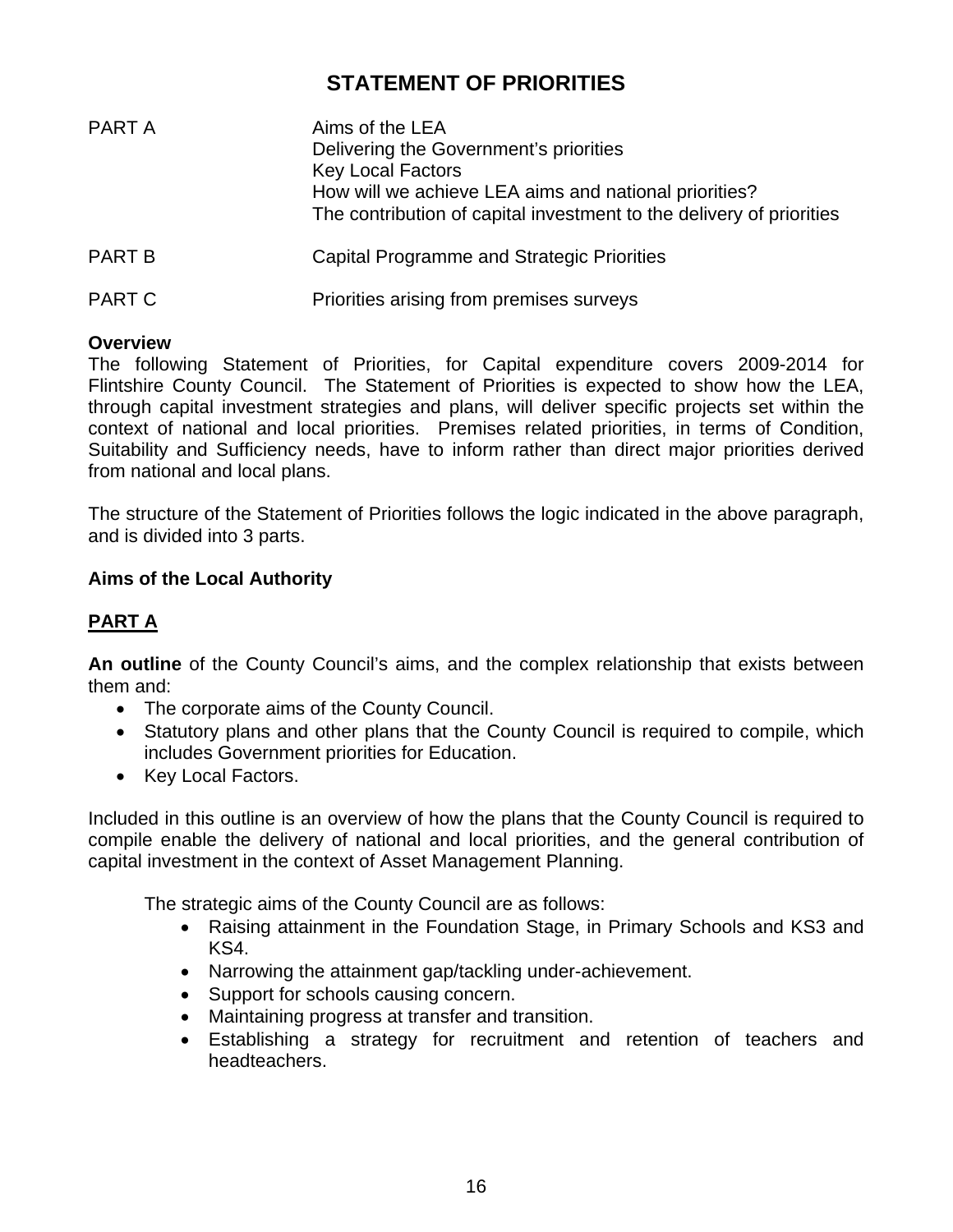# STATEMENT OF PRIORITIES

| | |
|---|---|
| PART A | Aims of the LEA<br>Delivering the Government's priorities<br>Key Local Factors<br>How will we achieve LEA aims and national priorities?<br>The contribution of capital investment to the delivery of priorities |
| PART B | Capital Programme and Strategic Priorities |
| PART C | Priorities arising from premises surveys |

**Overview**

The following Statement of Priorities, for Capital expenditure covers 2009-2014 for Flintshire County Council. The Statement of Priorities is expected to show how the LEA, through capital investment strategies and plans, will deliver specific projects set within the context of national and local priorities. Premises related priorities, in terms of Condition, Suitability and Sufficiency needs, have to inform rather than direct major priorities derived from national and local plans.

The structure of the Statement of Priorities follows the logic indicated in the above paragraph, and is divided into 3 parts.

**Aims of the Local Authority**

## PART A

**An outline** of the County Council's aims, and the complex relationship that exists between them and:

- The corporate aims of the County Council.
- Statutory plans and other plans that the County Council is required to compile, which includes Government priorities for Education.
- Key Local Factors.

Included in this outline is an overview of how the plans that the County Council is required to compile enable the delivery of national and local priorities, and the general contribution of capital investment in the context of Asset Management Planning.

The strategic aims of the County Council are as follows:

- Raising attainment in the Foundation Stage, in Primary Schools and KS3 and KS4.
- Narrowing the attainment gap/tackling under-achievement.
- Support for schools causing concern.
- Maintaining progress at transfer and transition.
- Establishing a strategy for recruitment and retention of teachers and headteachers.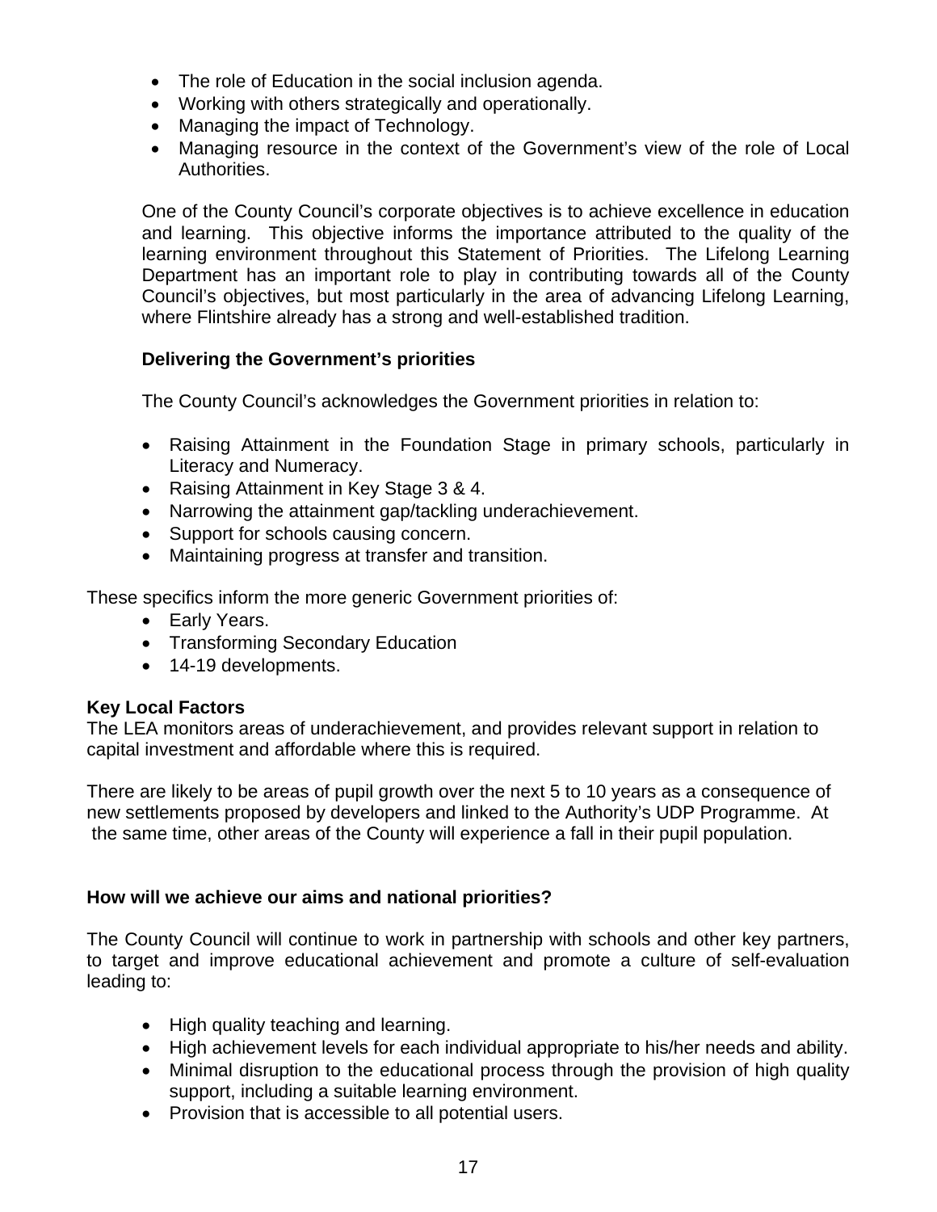- The role of Education in the social inclusion agenda.
- Working with others strategically and operationally.
- Managing the impact of Technology.
- Managing resource in the context of the Government's view of the role of Local Authorities.

One of the County Council's corporate objectives is to achieve excellence in education and learning. This objective informs the importance attributed to the quality of the learning environment throughout this Statement of Priorities. The Lifelong Learning Department has an important role to play in contributing towards all of the County Council's objectives, but most particularly in the area of advancing Lifelong Learning, where Flintshire already has a strong and well-established tradition.

**Delivering the Government's priorities**

The County Council's acknowledges the Government priorities in relation to:

- Raising Attainment in the Foundation Stage in primary schools, particularly in Literacy and Numeracy.
- Raising Attainment in Key Stage 3 & 4.
- Narrowing the attainment gap/tackling underachievement.
- Support for schools causing concern.
- Maintaining progress at transfer and transition.

These specifics inform the more generic Government priorities of:

- Early Years.
- Transforming Secondary Education
- 14-19 developments.

**Key Local Factors**

The LEA monitors areas of underachievement, and provides relevant support in relation to capital investment and affordable where this is required.

There are likely to be areas of pupil growth over the next 5 to 10 years as a consequence of new settlements proposed by developers and linked to the Authority's UDP Programme. At the same time, other areas of the County will experience a fall in their pupil population.

**How will we achieve our aims and national priorities?**

The County Council will continue to work in partnership with schools and other key partners, to target and improve educational achievement and promote a culture of self-evaluation leading to:

- High quality teaching and learning.
- High achievement levels for each individual appropriate to his/her needs and ability.
- Minimal disruption to the educational process through the provision of high quality support, including a suitable learning environment.
- Provision that is accessible to all potential users.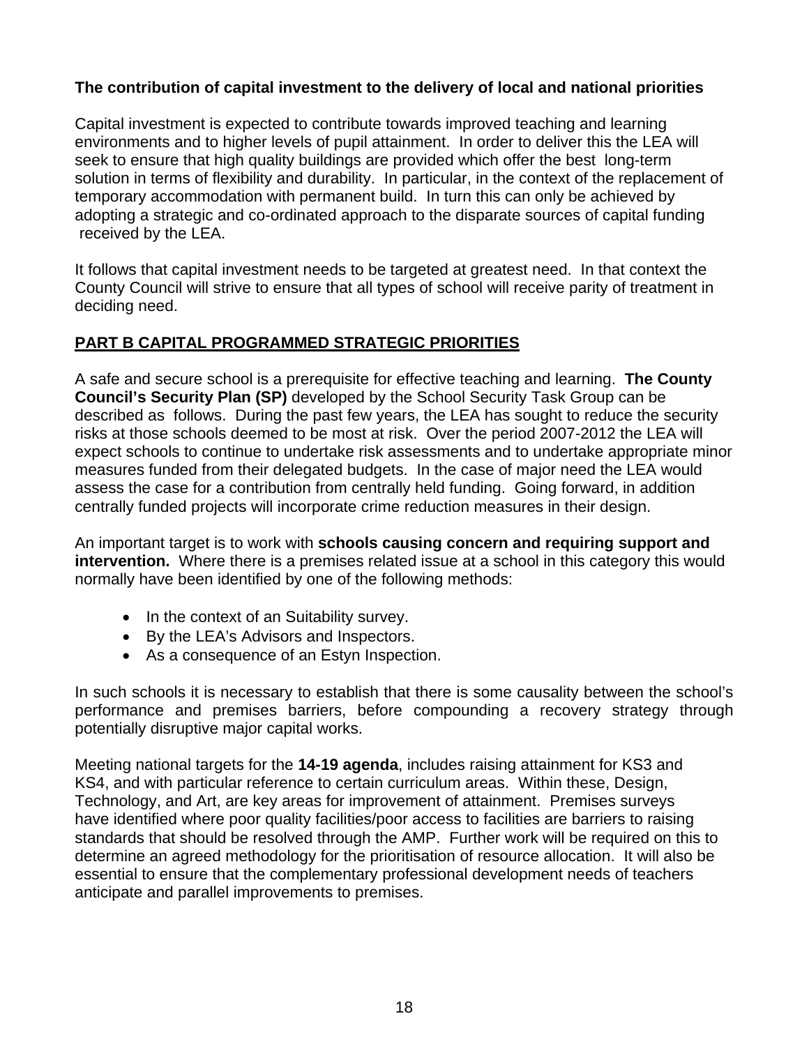**The contribution of capital investment to the delivery of local and national priorities**

Capital investment is expected to contribute towards improved teaching and learning environments and to higher levels of pupil attainment. In order to deliver this the LEA will seek to ensure that high quality buildings are provided which offer the best long-term solution in terms of flexibility and durability. In particular, in the context of the replacement of temporary accommodation with permanent build. In turn this can only be achieved by adopting a strategic and co-ordinated approach to the disparate sources of capital funding received by the LEA.

It follows that capital investment needs to be targeted at greatest need. In that context the County Council will strive to ensure that all types of school will receive parity of treatment in deciding need.

## PART B CAPITAL PROGRAMMED STRATEGIC PRIORITIES

A safe and secure school is a prerequisite for effective teaching and learning. **The County Council's Security Plan (SP)** developed by the School Security Task Group can be described as follows. During the past few years, the LEA has sought to reduce the security risks at those schools deemed to be most at risk. Over the period 2007-2012 the LEA will expect schools to continue to undertake risk assessments and to undertake appropriate minor measures funded from their delegated budgets. In the case of major need the LEA would assess the case for a contribution from centrally held funding. Going forward, in addition centrally funded projects will incorporate crime reduction measures in their design.

An important target is to work with **schools causing concern and requiring support and intervention.** Where there is a premises related issue at a school in this category this would normally have been identified by one of the following methods:

- In the context of an Suitability survey.
- By the LEA's Advisors and Inspectors.
- As a consequence of an Estyn Inspection.

In such schools it is necessary to establish that there is some causality between the school's performance and premises barriers, before compounding a recovery strategy through potentially disruptive major capital works.

Meeting national targets for the **14-19 agenda**, includes raising attainment for KS3 and KS4, and with particular reference to certain curriculum areas. Within these, Design, Technology, and Art, are key areas for improvement of attainment. Premises surveys have identified where poor quality facilities/poor access to facilities are barriers to raising standards that should be resolved through the AMP. Further work will be required on this to determine an agreed methodology for the prioritisation of resource allocation. It will also be essential to ensure that the complementary professional development needs of teachers anticipate and parallel improvements to premises.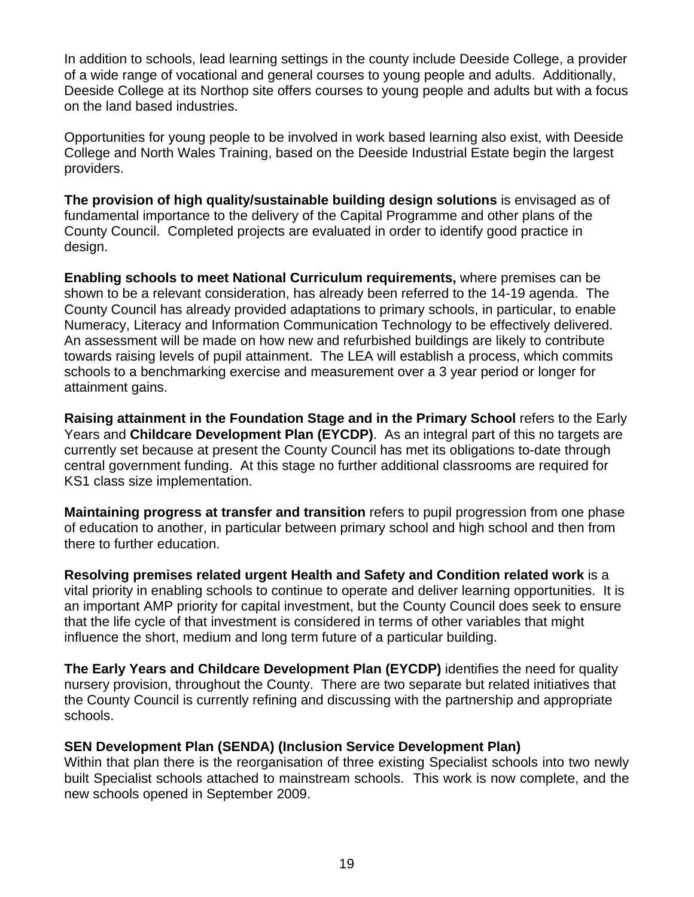In addition to schools, lead learning settings in the county include Deeside College, a provider of a wide range of vocational and general courses to young people and adults. Additionally, Deeside College at its Northop site offers courses to young people and adults but with a focus on the land based industries.

Opportunities for young people to be involved in work based learning also exist, with Deeside College and North Wales Training, based on the Deeside Industrial Estate begin the largest providers.

**The provision of high quality/sustainable building design solutions** is envisaged as of fundamental importance to the delivery of the Capital Programme and other plans of the County Council. Completed projects are evaluated in order to identify good practice in design.

**Enabling schools to meet National Curriculum requirements,** where premises can be shown to be a relevant consideration, has already been referred to the 14-19 agenda. The County Council has already provided adaptations to primary schools, in particular, to enable Numeracy, Literacy and Information Communication Technology to be effectively delivered. An assessment will be made on how new and refurbished buildings are likely to contribute towards raising levels of pupil attainment. The LEA will establish a process, which commits schools to a benchmarking exercise and measurement over a 3 year period or longer for attainment gains.

**Raising attainment in the Foundation Stage and in the Primary School** refers to the Early Years and **Childcare Development Plan (EYCDP)**. As an integral part of this no targets are currently set because at present the County Council has met its obligations to-date through central government funding. At this stage no further additional classrooms are required for KS1 class size implementation.

**Maintaining progress at transfer and transition** refers to pupil progression from one phase of education to another, in particular between primary school and high school and then from there to further education.

**Resolving premises related urgent Health and Safety and Condition related work** is a vital priority in enabling schools to continue to operate and deliver learning opportunities. It is an important AMP priority for capital investment, but the County Council does seek to ensure that the life cycle of that investment is considered in terms of other variables that might influence the short, medium and long term future of a particular building.

**The Early Years and Childcare Development Plan (EYCDP)** identifies the need for quality nursery provision, throughout the County. There are two separate but related initiatives that the County Council is currently refining and discussing with the partnership and appropriate schools.

**SEN Development Plan (SENDA) (Inclusion Service Development Plan)**
Within that plan there is the reorganisation of three existing Specialist schools into two newly built Specialist schools attached to mainstream schools. This work is now complete, and the new schools opened in September 2009.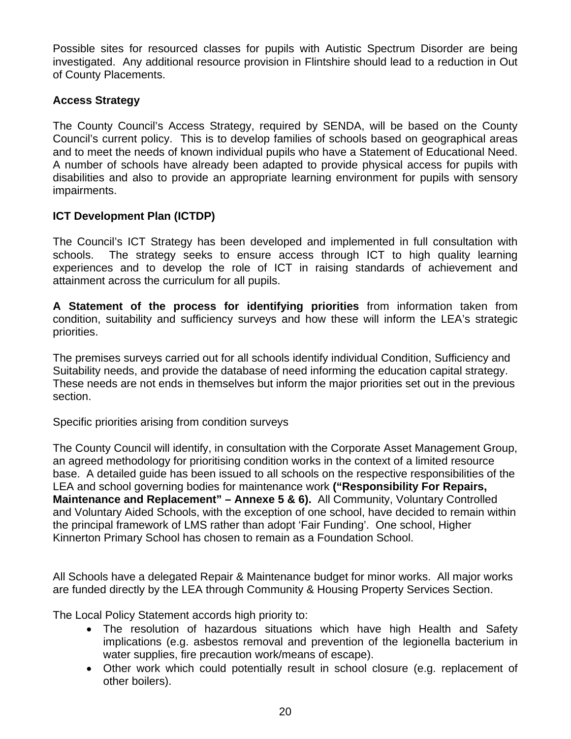Possible sites for resourced classes for pupils with Autistic Spectrum Disorder are being investigated. Any additional resource provision in Flintshire should lead to a reduction in Out of County Placements.

**Access Strategy**

The County Council's Access Strategy, required by SENDA, will be based on the County Council's current policy. This is to develop families of schools based on geographical areas and to meet the needs of known individual pupils who have a Statement of Educational Need. A number of schools have already been adapted to provide physical access for pupils with disabilities and also to provide an appropriate learning environment for pupils with sensory impairments.

**ICT Development Plan (ICTDP)**

The Council's ICT Strategy has been developed and implemented in full consultation with schools. The strategy seeks to ensure access through ICT to high quality learning experiences and to develop the role of ICT in raising standards of achievement and attainment across the curriculum for all pupils.

**A Statement of the process for identifying priorities** from information taken from condition, suitability and sufficiency surveys and how these will inform the LEA's strategic priorities.

The premises surveys carried out for all schools identify individual Condition, Sufficiency and Suitability needs, and provide the database of need informing the education capital strategy. These needs are not ends in themselves but inform the major priorities set out in the previous section.

Specific priorities arising from condition surveys

The County Council will identify, in consultation with the Corporate Asset Management Group, an agreed methodology for prioritising condition works in the context of a limited resource base. A detailed guide has been issued to all schools on the respective responsibilities of the LEA and school governing bodies for maintenance work **("Responsibility For Repairs, Maintenance and Replacement" – Annexe 5 & 6).** All Community, Voluntary Controlled and Voluntary Aided Schools, with the exception of one school, have decided to remain within the principal framework of LMS rather than adopt 'Fair Funding'. One school, Higher Kinnerton Primary School has chosen to remain as a Foundation School.

All Schools have a delegated Repair & Maintenance budget for minor works. All major works are funded directly by the LEA through Community & Housing Property Services Section.

The Local Policy Statement accords high priority to:

- The resolution of hazardous situations which have high Health and Safety implications (e.g. asbestos removal and prevention of the legionella bacterium in water supplies, fire precaution work/means of escape).
- Other work which could potentially result in school closure (e.g. replacement of other boilers).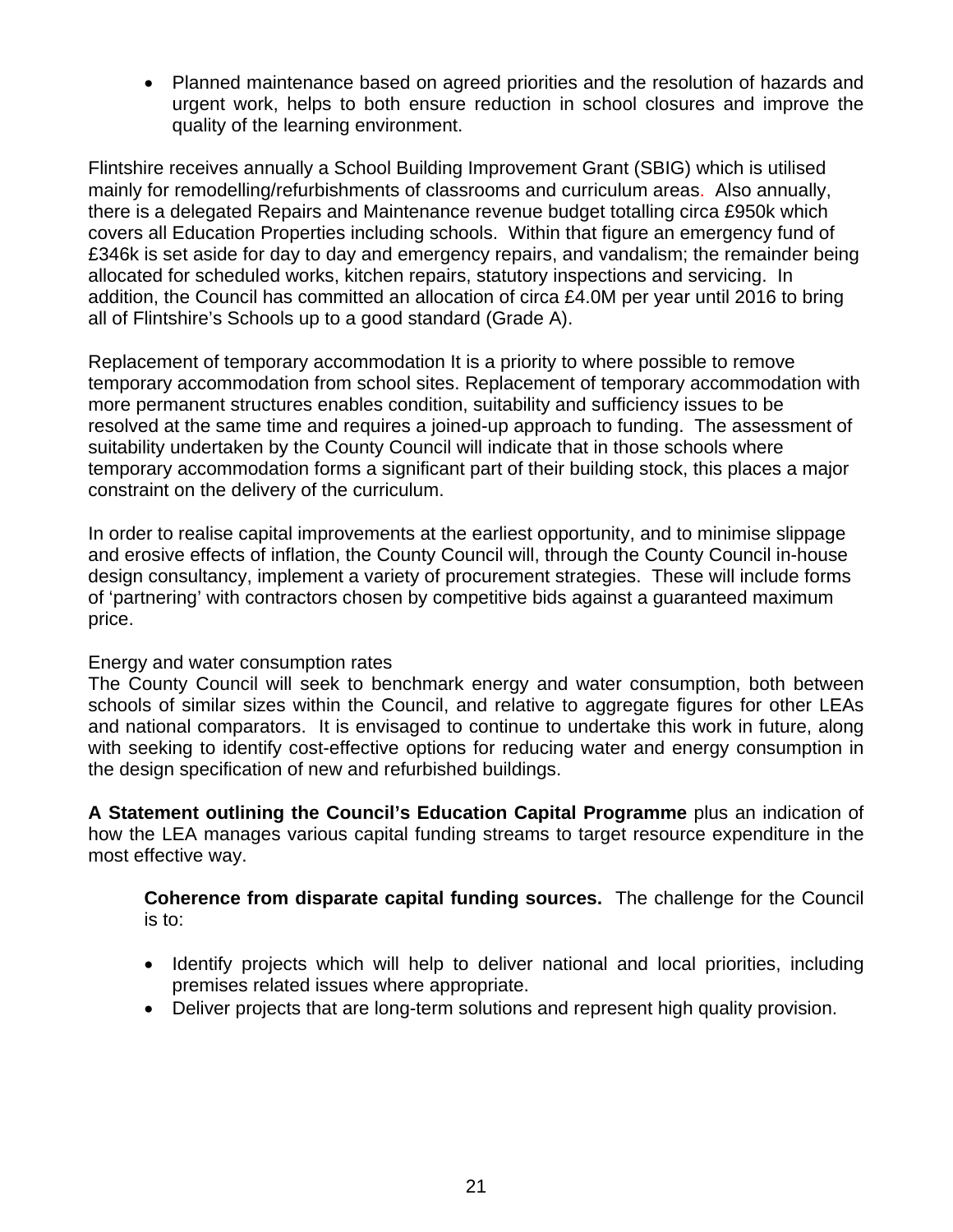- Planned maintenance based on agreed priorities and the resolution of hazards and urgent work, helps to both ensure reduction in school closures and improve the quality of the learning environment.

Flintshire receives annually a School Building Improvement Grant (SBIG) which is utilised mainly for remodelling/refurbishments of classrooms and curriculum areas. Also annually, there is a delegated Repairs and Maintenance revenue budget totalling circa £950k which covers all Education Properties including schools. Within that figure an emergency fund of £346k is set aside for day to day and emergency repairs, and vandalism; the remainder being allocated for scheduled works, kitchen repairs, statutory inspections and servicing. In addition, the Council has committed an allocation of circa £4.0M per year until 2016 to bring all of Flintshire's Schools up to a good standard (Grade A).

Replacement of temporary accommodation It is a priority to where possible to remove temporary accommodation from school sites. Replacement of temporary accommodation with more permanent structures enables condition, suitability and sufficiency issues to be resolved at the same time and requires a joined-up approach to funding. The assessment of suitability undertaken by the County Council will indicate that in those schools where temporary accommodation forms a significant part of their building stock, this places a major constraint on the delivery of the curriculum.

In order to realise capital improvements at the earliest opportunity, and to minimise slippage and erosive effects of inflation, the County Council will, through the County Council in-house design consultancy, implement a variety of procurement strategies. These will include forms of 'partnering' with contractors chosen by competitive bids against a guaranteed maximum price.

Energy and water consumption rates
The County Council will seek to benchmark energy and water consumption, both between schools of similar sizes within the Council, and relative to aggregate figures for other LEAs and national comparators. It is envisaged to continue to undertake this work in future, along with seeking to identify cost-effective options for reducing water and energy consumption in the design specification of new and refurbished buildings.

**A Statement outlining the Council's Education Capital Programme** plus an indication of how the LEA manages various capital funding streams to target resource expenditure in the most effective way.

**Coherence from disparate capital funding sources.** The challenge for the Council is to:

- Identify projects which will help to deliver national and local priorities, including premises related issues where appropriate.
- Deliver projects that are long-term solutions and represent high quality provision.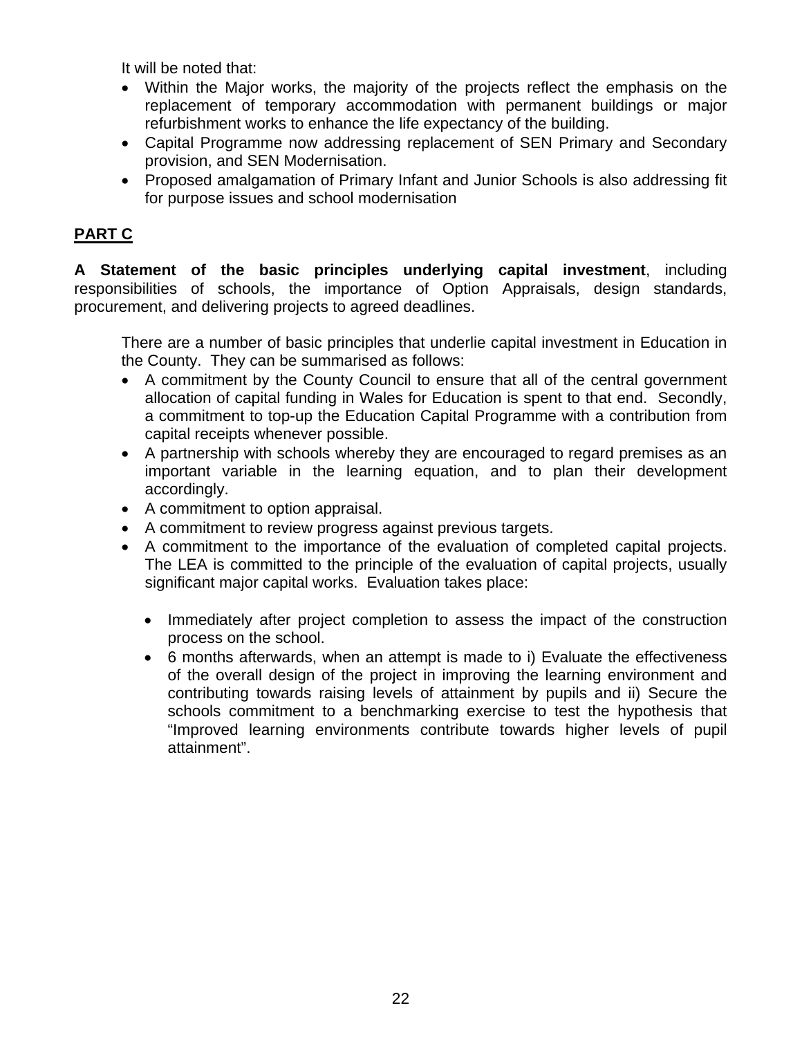It will be noted that:

- Within the Major works, the majority of the projects reflect the emphasis on the replacement of temporary accommodation with permanent buildings or major refurbishment works to enhance the life expectancy of the building.
- Capital Programme now addressing replacement of SEN Primary and Secondary provision, and SEN Modernisation.
- Proposed amalgamation of Primary Infant and Junior Schools is also addressing fit for purpose issues and school modernisation

## PART C

**A Statement of the basic principles underlying capital investment**, including responsibilities of schools, the importance of Option Appraisals, design standards, procurement, and delivering projects to agreed deadlines.

There are a number of basic principles that underlie capital investment in Education in the County. They can be summarised as follows:

- A commitment by the County Council to ensure that all of the central government allocation of capital funding in Wales for Education is spent to that end. Secondly, a commitment to top-up the Education Capital Programme with a contribution from capital receipts whenever possible.
- A partnership with schools whereby they are encouraged to regard premises as an important variable in the learning equation, and to plan their development accordingly.
- A commitment to option appraisal.
- A commitment to review progress against previous targets.
- A commitment to the importance of the evaluation of completed capital projects. The LEA is committed to the principle of the evaluation of capital projects, usually significant major capital works. Evaluation takes place:
  - Immediately after project completion to assess the impact of the construction process on the school.
  - 6 months afterwards, when an attempt is made to i) Evaluate the effectiveness of the overall design of the project in improving the learning environment and contributing towards raising levels of attainment by pupils and ii) Secure the schools commitment to a benchmarking exercise to test the hypothesis that "Improved learning environments contribute towards higher levels of pupil attainment".